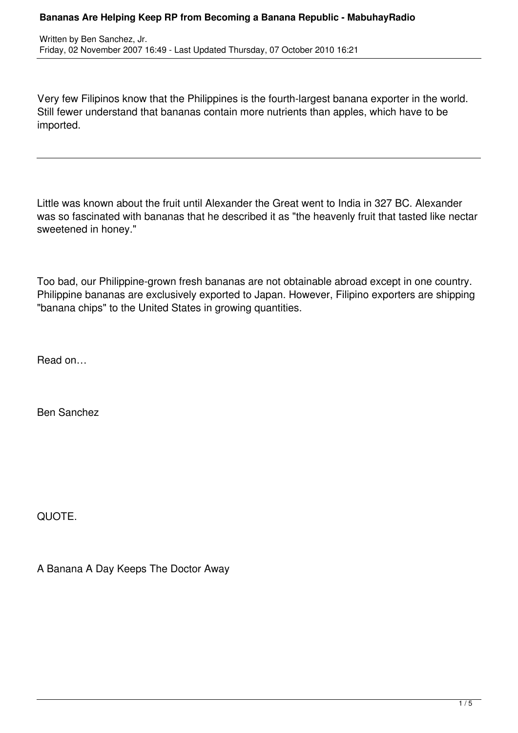# Bananas Are Helping Keep RP from Becoming a Banana Republic - MabuhayRadio

Written by Ben Sanchez, Jr.
Friday, 02 November 2007 16:49 - Last Updated Thursday, 07 October 2010 16:21

Very few Filipinos know that the Philippines is the fourth-largest banana exporter in the world. Still fewer understand that bananas contain more nutrients than apples, which have to be imported.

---

Little was known about the fruit until Alexander the Great went to India in 327 BC. Alexander was so fascinated with bananas that he described it as "the heavenly fruit that tasted like nectar sweetened in honey."

Too bad, our Philippine-grown fresh bananas are not obtainable abroad except in one country. Philippine bananas are exclusively exported to Japan. However, Filipino exporters are shipping "banana chips" to the United States in growing quantities.

Read on…

Ben Sanchez

QUOTE.

A Banana A Day Keeps The Doctor Away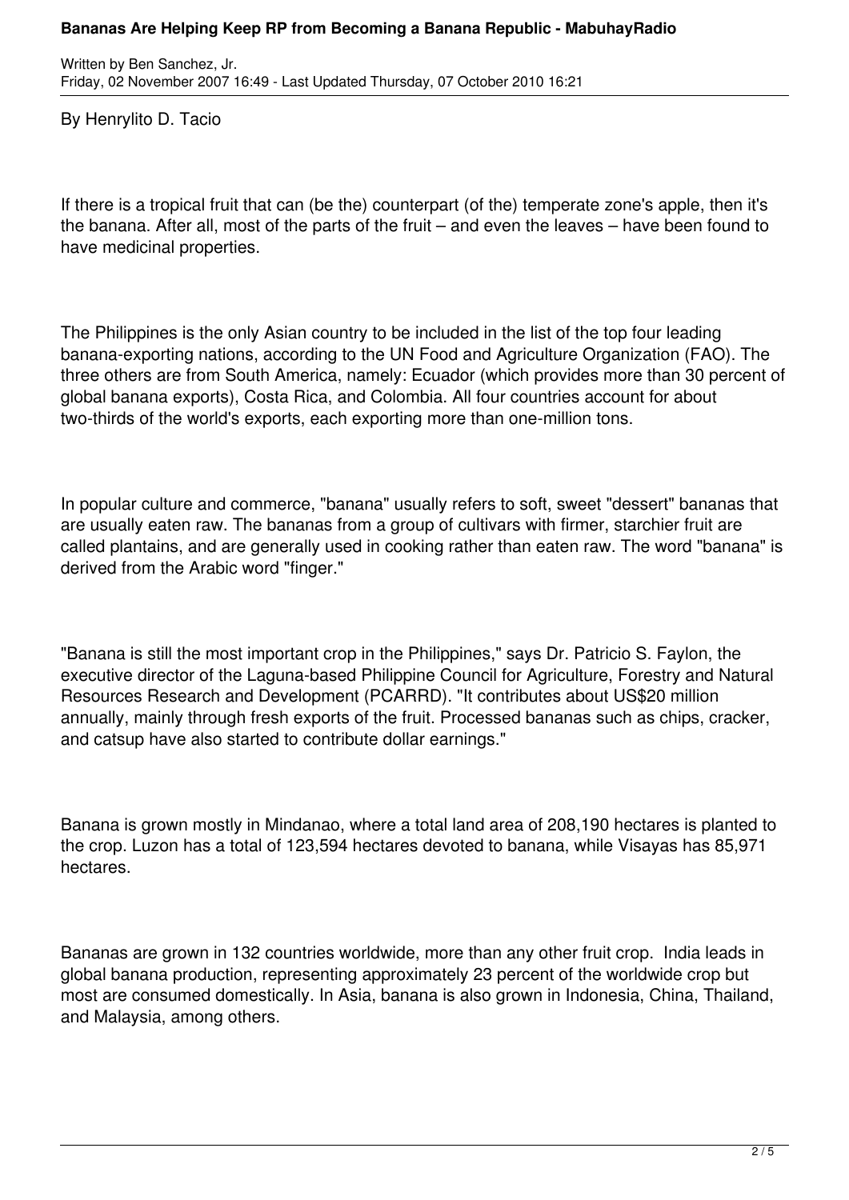By Henrylito D. Tacio

If there is a tropical fruit that can (be the) counterpart (of the) temperate zone's apple, then it's the banana. After all, most of the parts of the fruit – and even the leaves – have been found to have medicinal properties.

The Philippines is the only Asian country to be included in the list of the top four leading banana-exporting nations, according to the UN Food and Agriculture Organization (FAO). The three others are from South America, namely: Ecuador (which provides more than 30 percent of global banana exports), Costa Rica, and Colombia. All four countries account for about two-thirds of the world's exports, each exporting more than one-million tons.

In popular culture and commerce, "banana" usually refers to soft, sweet "dessert" bananas that are usually eaten raw. The bananas from a group of cultivars with firmer, starchier fruit are called plantains, and are generally used in cooking rather than eaten raw. The word "banana" is derived from the Arabic word "finger."

"Banana is still the most important crop in the Philippines," says Dr. Patricio S. Faylon, the executive director of the Laguna-based Philippine Council for Agriculture, Forestry and Natural Resources Research and Development (PCARRD). "It contributes about US$20 million annually, mainly through fresh exports of the fruit. Processed bananas such as chips, cracker, and catsup have also started to contribute dollar earnings."

Banana is grown mostly in Mindanao, where a total land area of 208,190 hectares is planted to the crop. Luzon has a total of 123,594 hectares devoted to banana, while Visayas has 85,971 hectares.

Bananas are grown in 132 countries worldwide, more than any other fruit crop. India leads in global banana production, representing approximately 23 percent of the worldwide crop but most are consumed domestically. In Asia, banana is also grown in Indonesia, China, Thailand, and Malaysia, among others.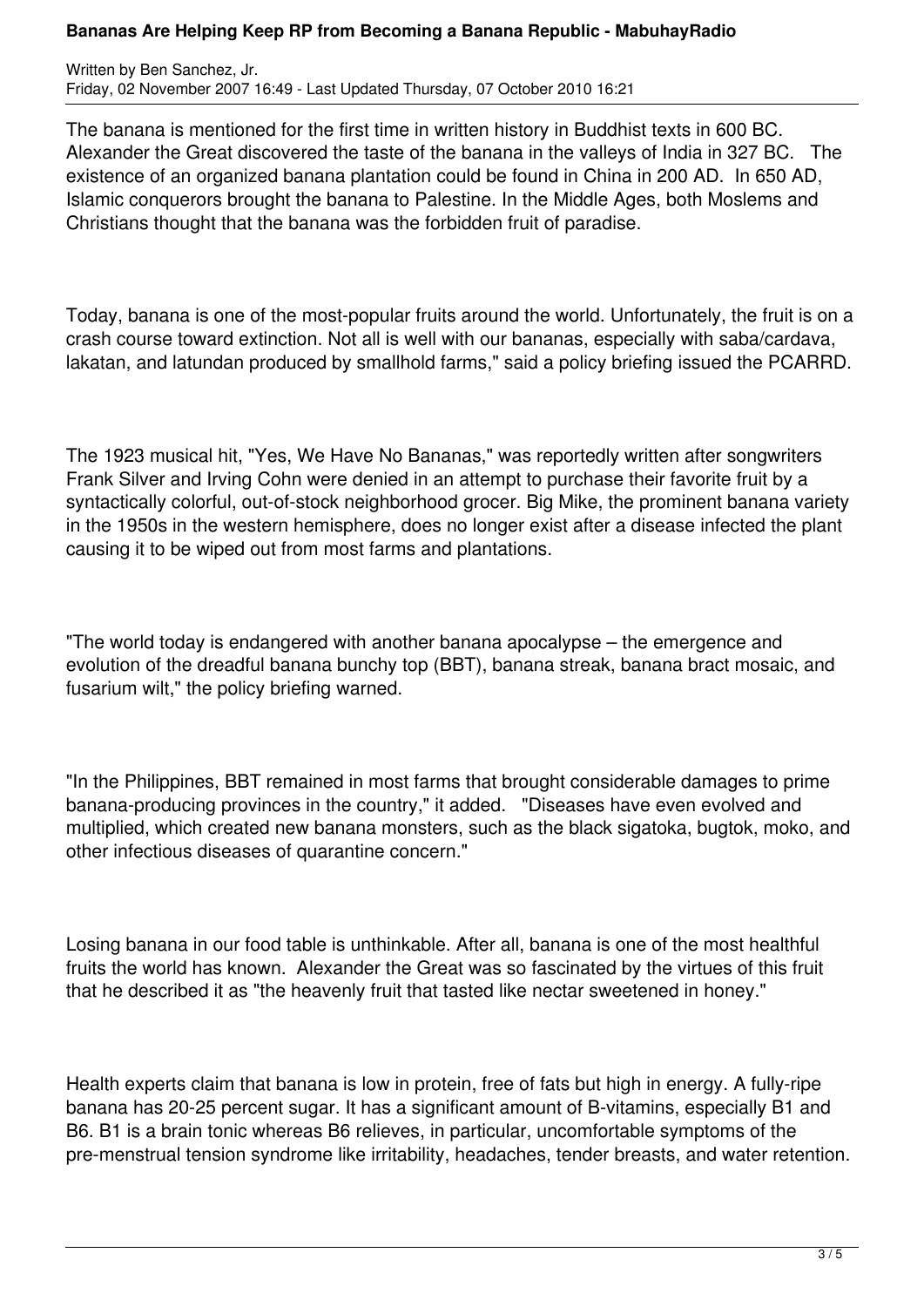The banana is mentioned for the first time in written history in Buddhist texts in 600 BC. Alexander the Great discovered the taste of the banana in the valleys of India in 327 BC. The existence of an organized banana plantation could be found in China in 200 AD. In 650 AD, Islamic conquerors brought the banana to Palestine. In the Middle Ages, both Moslems and Christians thought that the banana was the forbidden fruit of paradise.

Today, banana is one of the most-popular fruits around the world. Unfortunately, the fruit is on a crash course toward extinction. Not all is well with our bananas, especially with saba/cardava, lakatan, and latundan produced by smallhold farms," said a policy briefing issued the PCARRD.

The 1923 musical hit, "Yes, We Have No Bananas," was reportedly written after songwriters Frank Silver and Irving Cohn were denied in an attempt to purchase their favorite fruit by a syntactically colorful, out-of-stock neighborhood grocer. Big Mike, the prominent banana variety in the 1950s in the western hemisphere, does no longer exist after a disease infected the plant causing it to be wiped out from most farms and plantations.

"The world today is endangered with another banana apocalypse – the emergence and evolution of the dreadful banana bunchy top (BBT), banana streak, banana bract mosaic, and fusarium wilt," the policy briefing warned.

"In the Philippines, BBT remained in most farms that brought considerable damages to prime banana-producing provinces in the country," it added. "Diseases have even evolved and multiplied, which created new banana monsters, such as the black sigatoka, bugtok, moko, and other infectious diseases of quarantine concern."

Losing banana in our food table is unthinkable. After all, banana is one of the most healthful fruits the world has known. Alexander the Great was so fascinated by the virtues of this fruit that he described it as "the heavenly fruit that tasted like nectar sweetened in honey."

Health experts claim that banana is low in protein, free of fats but high in energy. A fully-ripe banana has 20-25 percent sugar. It has a significant amount of B-vitamins, especially B1 and B6. B1 is a brain tonic whereas B6 relieves, in particular, uncomfortable symptoms of the pre-menstrual tension syndrome like irritability, headaches, tender breasts, and water retention.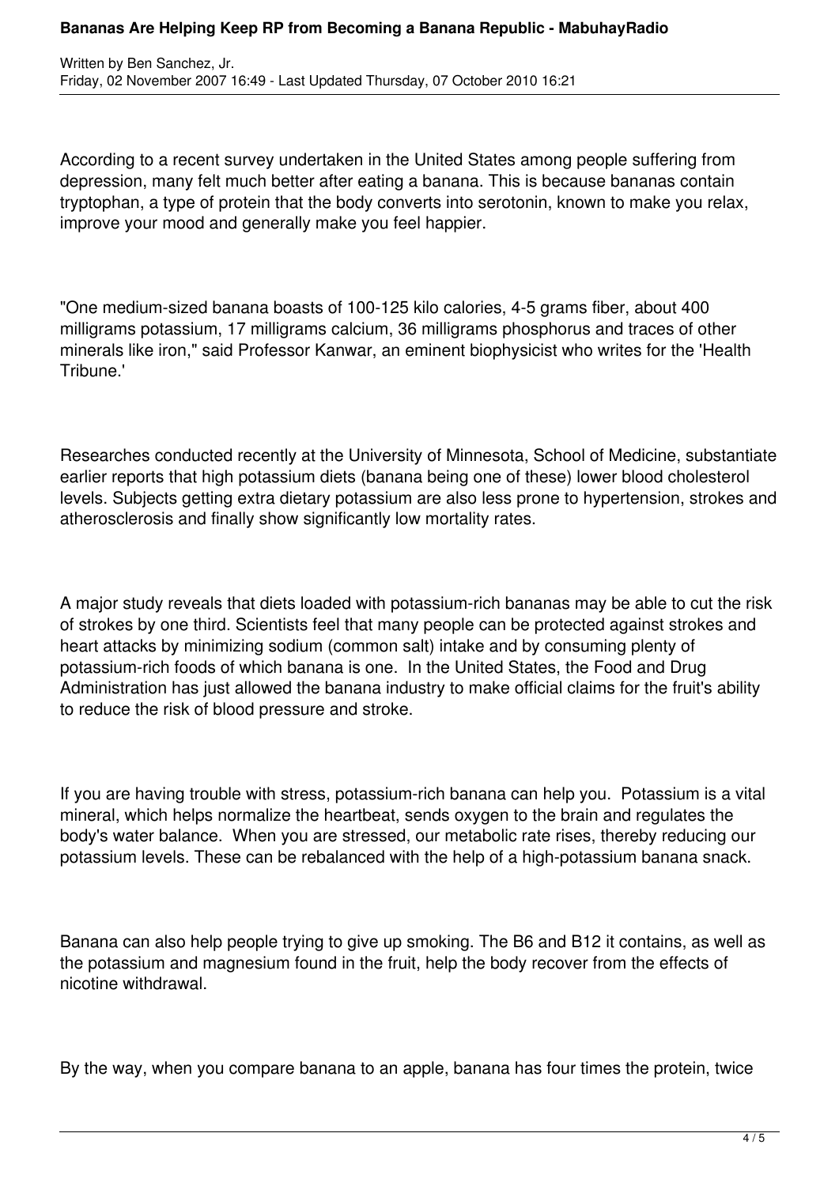According to a recent survey undertaken in the United States among people suffering from depression, many felt much better after eating a banana. This is because bananas contain tryptophan, a type of protein that the body converts into serotonin, known to make you relax, improve your mood and generally make you feel happier.

"One medium-sized banana boasts of 100-125 kilo calories, 4-5 grams fiber, about 400 milligrams potassium, 17 milligrams calcium, 36 milligrams phosphorus and traces of other minerals like iron," said Professor Kanwar, an eminent biophysicist who writes for the 'Health Tribune.'

Researches conducted recently at the University of Minnesota, School of Medicine, substantiate earlier reports that high potassium diets (banana being one of these) lower blood cholesterol levels. Subjects getting extra dietary potassium are also less prone to hypertension, strokes and atherosclerosis and finally show significantly low mortality rates.

A major study reveals that diets loaded with potassium-rich bananas may be able to cut the risk of strokes by one third. Scientists feel that many people can be protected against strokes and heart attacks by minimizing sodium (common salt) intake and by consuming plenty of potassium-rich foods of which banana is one. In the United States, the Food and Drug Administration has just allowed the banana industry to make official claims for the fruit's ability to reduce the risk of blood pressure and stroke.

If you are having trouble with stress, potassium-rich banana can help you. Potassium is a vital mineral, which helps normalize the heartbeat, sends oxygen to the brain and regulates the body's water balance. When you are stressed, our metabolic rate rises, thereby reducing our potassium levels. These can be rebalanced with the help of a high-potassium banana snack.

Banana can also help people trying to give up smoking. The B6 and B12 it contains, as well as the potassium and magnesium found in the fruit, help the body recover from the effects of nicotine withdrawal.

By the way, when you compare banana to an apple, banana has four times the protein, twice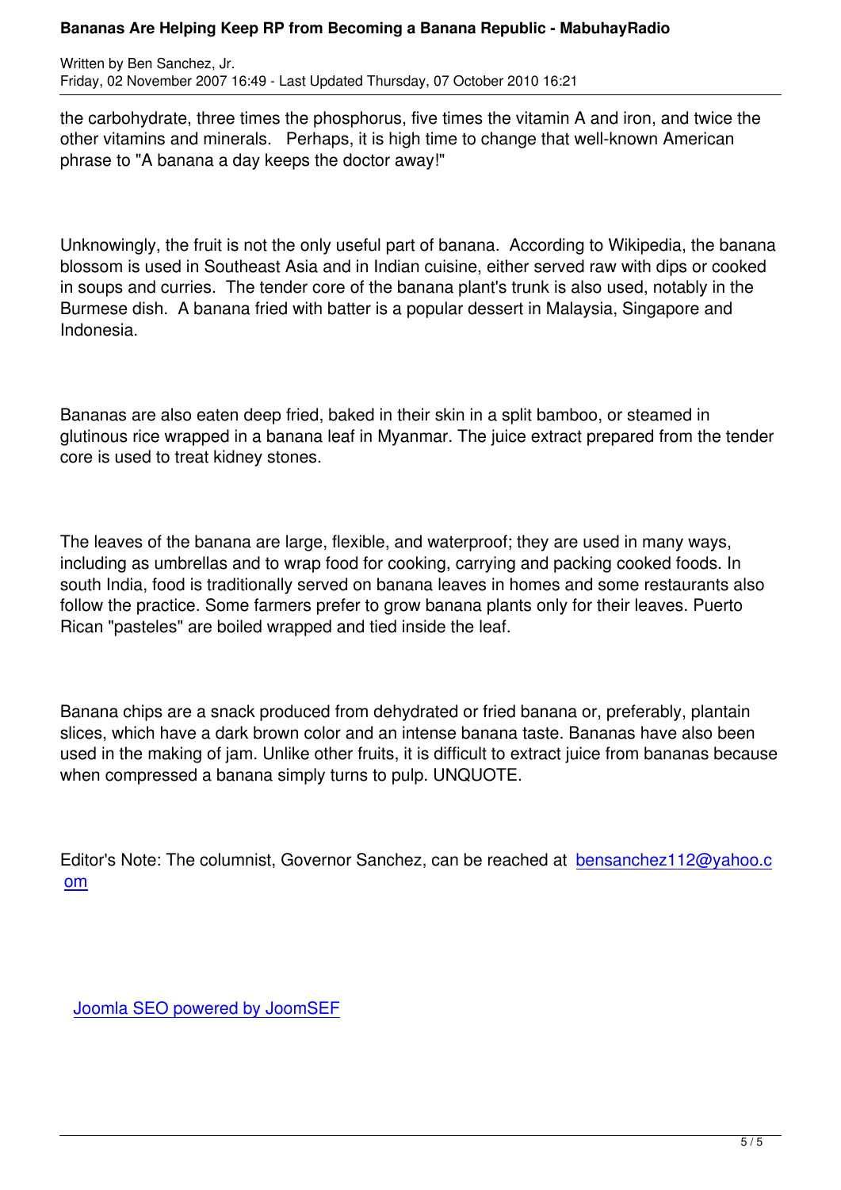the carbohydrate, three times the phosphorus, five times the vitamin A and iron, and twice the other vitamins and minerals.   Perhaps, it is high time to change that well-known American phrase to "A banana a day keeps the doctor away!"

Unknowingly, the fruit is not the only useful part of banana.  According to Wikipedia, the banana blossom is used in Southeast Asia and in Indian cuisine, either served raw with dips or cooked in soups and curries.  The tender core of the banana plant's trunk is also used, notably in the Burmese dish.  A banana fried with batter is a popular dessert in Malaysia, Singapore and Indonesia.

Bananas are also eaten deep fried, baked in their skin in a split bamboo, or steamed in glutinous rice wrapped in a banana leaf in Myanmar. The juice extract prepared from the tender core is used to treat kidney stones.

The leaves of the banana are large, flexible, and waterproof; they are used in many ways, including as umbrellas and to wrap food for cooking, carrying and packing cooked foods. In south India, food is traditionally served on banana leaves in homes and some restaurants also follow the practice. Some farmers prefer to grow banana plants only for their leaves. Puerto Rican "pasteles" are boiled wrapped and tied inside the leaf.

Banana chips are a snack produced from dehydrated or fried banana or, preferably, plantain slices, which have a dark brown color and an intense banana taste. Bananas have also been used in the making of jam. Unlike other fruits, it is difficult to extract juice from bananas because when compressed a banana simply turns to pulp. UNQUOTE.

Editor's Note: The columnist, Governor Sanchez, can be reached at bensanchez112@yahoo.com

Joomla SEO powered by JoomSEF